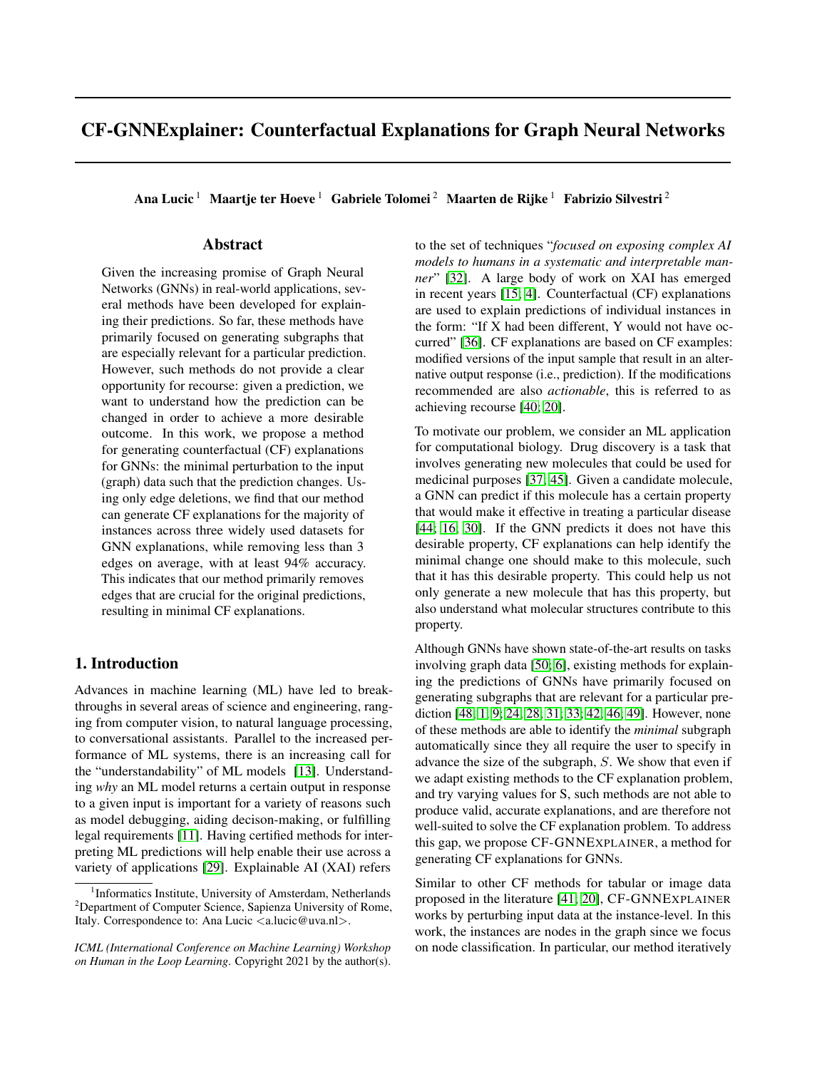# CF-GNNExplainer: Counterfactual Explanations for Graph Neural Networks

**Ana Lucic** [1] **Maartje ter Hoeve** [1] **Gabriele Tolomei** [2] **Maarten de Rijke** [1] **Fabrizio Silvestri** [2]

## Abstract

Given the increasing promise of Graph Neural Networks (GNNs) in real-world applications, several methods have been developed for explaining their predictions. So far, these methods have primarily focused on generating subgraphs that are especially relevant for a particular prediction. However, such methods do not provide a clear opportunity for recourse: given a prediction, we want to understand how the prediction can be changed in order to achieve a more desirable outcome. In this work, we propose a method for generating counterfactual (CF) explanations for GNNs: the minimal perturbation to the input (graph) data such that the prediction changes. Using only edge deletions, we find that our method can generate CF explanations for the majority of instances across three widely used datasets for GNN explanations, while removing less than 3 edges on average, with at least 94% accuracy. This indicates that our method primarily removes edges that are crucial for the original predictions, resulting in minimal CF explanations.

## 1. Introduction

Advances in machine learning (ML) have led to breakthroughs in several areas of science and engineering, ranging from computer vision, to natural language processing, to conversational assistants. Parallel to the increased performance of ML systems, there is an increasing call for the "understandability" of ML models [13]. Understanding *why* an ML model returns a certain output in response to a given input is important for a variety of reasons such as model debugging, aiding decison-making, or fulfilling legal requirements [11]. Having certified methods for interpreting ML predictions will help enable their use across a variety of applications [29]. Explainable AI (XAI) refers to the set of techniques "*focused on exposing complex AI models to humans in a systematic and interpretable manner*" [32]. A large body of work on XAI has emerged in recent years [15, 4]. Counterfactual (CF) explanations are used to explain predictions of individual instances in the form: "If X had been different, Y would not have occurred" [36]. CF explanations are based on CF examples: modified versions of the input sample that result in an alternative output response (i.e., prediction). If the modifications recommended are also *actionable*, this is referred to as achieving recourse [40; 20].

To motivate our problem, we consider an ML application for computational biology. Drug discovery is a task that involves generating new molecules that could be used for medicinal purposes [37; 45]. Given a candidate molecule, a GNN can predict if this molecule has a certain property that would make it effective in treating a particular disease [44; 16; 30]. If the GNN predicts it does not have this desirable property, CF explanations can help identify the minimal change one should make to this molecule, such that it has this desirable property. This could help us not only generate a new molecule that has this property, but also understand what molecular structures contribute to this property.

Although GNNs have shown state-of-the-art results on tasks involving graph data [50; 6], existing methods for explaining the predictions of GNNs have primarily focused on generating subgraphs that are relevant for a particular prediction [48; 1; 9; 24; 28; 31; 33; 42; 46; 49]. However, none of these methods are able to identify the *minimal* subgraph automatically since they all require the user to specify in advance the size of the subgraph, $S$. We show that even if we adapt existing methods to the CF explanation problem, and try varying values for S, such methods are not able to produce valid, accurate explanations, and are therefore not well-suited to solve the CF explanation problem. To address this gap, we propose CF-GNNExplainer, a method for generating CF explanations for GNNs.

Similar to other CF methods for tabular or image data proposed in the literature [41; 20], CF-GNNExplainer works by perturbing input data at the instance-level. In this work, the instances are nodes in the graph since we focus on node classification. In particular, our method iteratively

---

[1] Informatics Institute, University of Amsterdam, Netherlands [2] Department of Computer Science, Sapienza University of Rome, Italy. Correspondence to: Ana Lucic <a.lucic@uva.nl>.

*ICML (International Conference on Machine Learning) Workshop on Human in the Loop Learning*. Copyright 2021 by the author(s).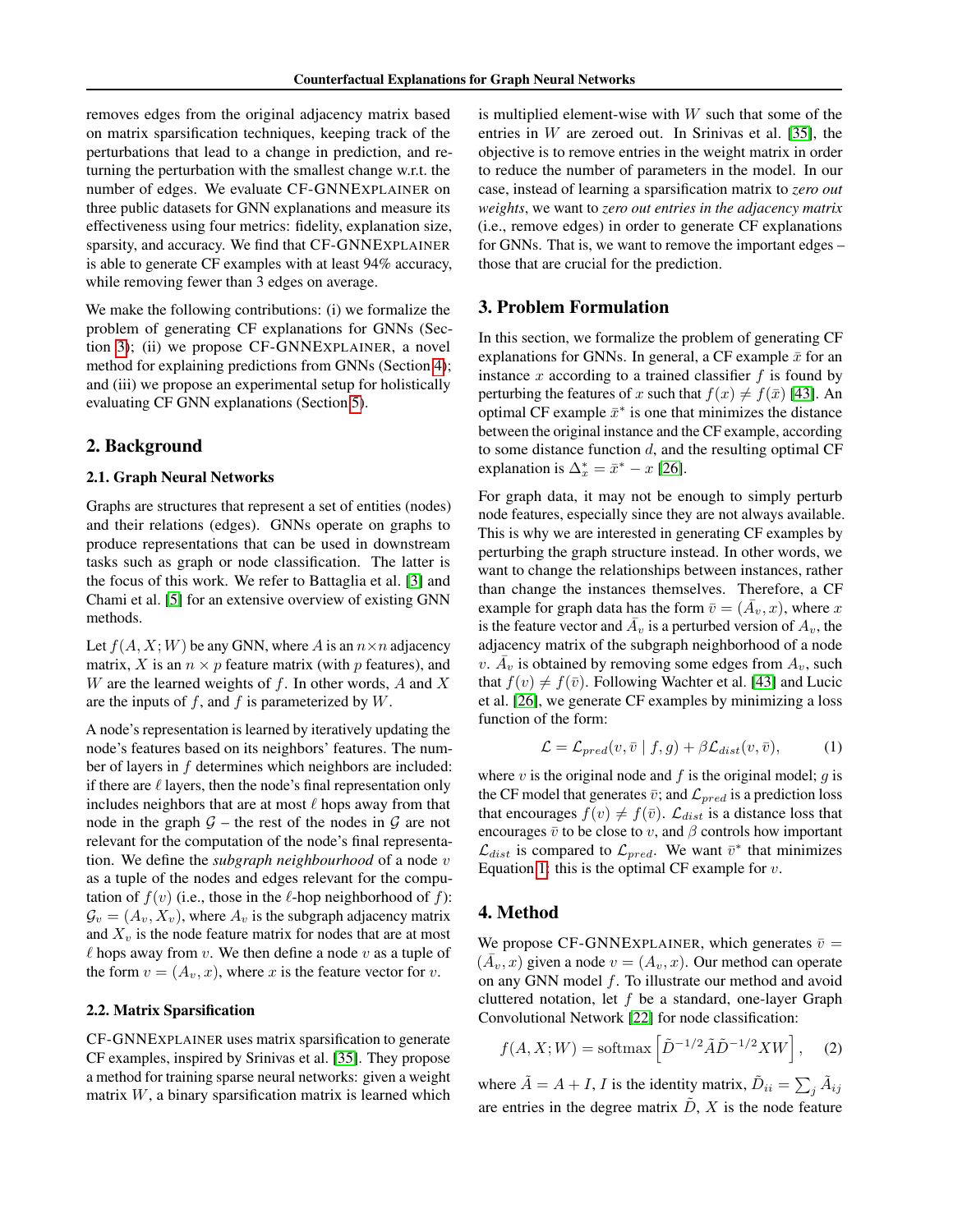removes edges from the original adjacency matrix based on matrix sparsification techniques, keeping track of the perturbations that lead to a change in prediction, and returning the perturbation with the smallest change w.r.t. the number of edges. We evaluate CF-GNNEXPLAINER on three public datasets for GNN explanations and measure its effectiveness using four metrics: fidelity, explanation size, sparsity, and accuracy. We find that CF-GNNEXPLAINER is able to generate CF examples with at least 94% accuracy, while removing fewer than 3 edges on average.

We make the following contributions: (i) we formalize the problem of generating CF explanations for GNNs (Section 3); (ii) we propose CF-GNNEXPLAINER, a novel method for explaining predictions from GNNs (Section 4); and (iii) we propose an experimental setup for holistically evaluating CF GNN explanations (Section 5).

## 2. Background

### 2.1. Graph Neural Networks

Graphs are structures that represent a set of entities (nodes) and their relations (edges). GNNs operate on graphs to produce representations that can be used in downstream tasks such as graph or node classification. The latter is the focus of this work. We refer to Battaglia et al. [3] and Chami et al. [5] for an extensive overview of existing GNN methods.

Let $f(A, X; W)$ be any GNN, where $A$ is an $n \times n$ adjacency matrix, $X$ is an $n \times p$ feature matrix (with $p$ features), and $W$ are the learned weights of $f$. In other words, $A$ and $X$ are the inputs of $f$, and $f$ is parameterized by $W$.

A node's representation is learned by iteratively updating the node's features based on its neighbors' features. The number of layers in $f$ determines which neighbors are included: if there are $\ell$ layers, then the node's final representation only includes neighbors that are at most $\ell$ hops away from that node in the graph $\mathcal{G}$ – the rest of the nodes in $\mathcal{G}$ are not relevant for the computation of the node's final representation. We define the *subgraph neighbourhood* of a node $v$ as a tuple of the nodes and edges relevant for the computation of $f(v)$ (i.e., those in the $\ell$-hop neighborhood of $f$): $\mathcal{G}_v = (A_v, X_v)$, where $A_v$ is the subgraph adjacency matrix and $X_v$ is the node feature matrix for nodes that are at most $\ell$ hops away from $v$. We then define a node $v$ as a tuple of the form $v = (A_v, x)$, where $x$ is the feature vector for $v$.

### 2.2. Matrix Sparsification

CF-GNNEXPLAINER uses matrix sparsification to generate CF examples, inspired by Srinivas et al. [35]. They propose a method for training sparse neural networks: given a weight matrix $W$, a binary sparsification matrix is learned which is multiplied element-wise with $W$ such that some of the entries in $W$ are zeroed out. In Srinivas et al. [35], the objective is to remove entries in the weight matrix in order to reduce the number of parameters in the model. In our case, instead of learning a sparsification matrix to *zero out weights*, we want to *zero out entries in the adjacency matrix* (i.e., remove edges) in order to generate CF explanations for GNNs. That is, we want to remove the important edges – those that are crucial for the prediction.

## 3. Problem Formulation

In this section, we formalize the problem of generating CF explanations for GNNs. In general, a CF example $\bar{x}$ for an instance $x$ according to a trained classifier $f$ is found by perturbing the features of $x$ such that $f(x) \neq f(\bar{x})$ [43]. An optimal CF example $\bar{x}^*$ is one that minimizes the distance between the original instance and the CF example, according to some distance function $d$, and the resulting optimal CF explanation is $\Delta_x^* = \bar{x}^* - x$ [26].

For graph data, it may not be enough to simply perturb node features, especially since they are not always available. This is why we are interested in generating CF examples by perturbing the graph structure instead. In other words, we want to change the relationships between instances, rather than change the instances themselves. Therefore, a CF example for graph data has the form $\bar{v} = (\bar{A}_v, x)$, where $x$ is the feature vector and $\bar{A}_v$ is a perturbed version of $A_v$, the adjacency matrix of the subgraph neighborhood of a node $v$. $\bar{A}_v$ is obtained by removing some edges from $A_v$, such that $f(v) \neq f(\bar{v})$. Following Wachter et al. [43] and Lucic et al. [26], we generate CF examples by minimizing a loss function of the form:

$$\mathcal{L} = \mathcal{L}_{pred}(v, \bar{v} \mid f, g) + \beta \mathcal{L}_{dist}(v, \bar{v}), \tag{1}$$

where $v$ is the original node and $f$ is the original model; $g$ is the CF model that generates $\bar{v}$; and $\mathcal{L}_{pred}$ is a prediction loss that encourages $f(v) \neq f(\bar{v})$. $\mathcal{L}_{dist}$ is a distance loss that encourages $\bar{v}$ to be close to $v$, and $\beta$ controls how important $\mathcal{L}_{dist}$ is compared to $\mathcal{L}_{pred}$. We want $\bar{v}^*$ that minimizes Equation 1: this is the optimal CF example for $v$.

## 4. Method

We propose CF-GNNEXPLAINER, which generates $\bar{v} = (\bar{A}_v, x)$ given a node $v = (A_v, x)$. Our method can operate on any GNN model $f$. To illustrate our method and avoid cluttered notation, let $f$ be a standard, one-layer Graph Convolutional Network [22] for node classification:

$$f(A, X; W) = \text{softmax}\left[\tilde{D}^{-1/2}\tilde{A}\tilde{D}^{-1/2}XW\right], \tag{2}$$

where $\tilde{A} = A + I$, $I$ is the identity matrix, $\tilde{D}_{ii} = \sum_j \tilde{A}_{ij}$ are entries in the degree matrix $\tilde{D}$, $X$ is the node feature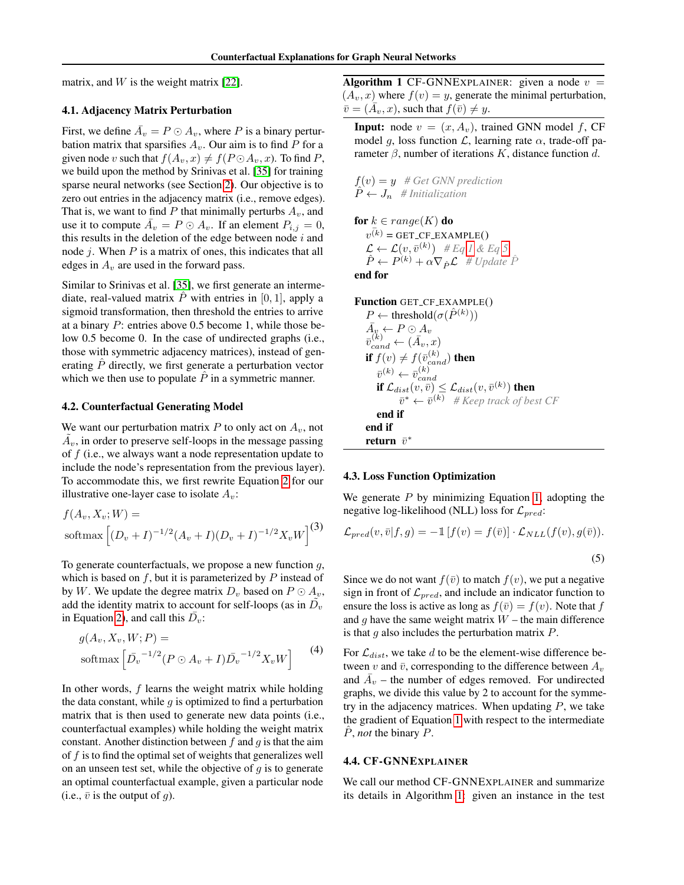matrix, and $W$ is the weight matrix [22].

### 4.1. Adjacency Matrix Perturbation

First, we define $\bar{A}_v = P \odot A_v$, where $P$ is a binary perturbation matrix that sparsifies $A_v$. Our aim is to find $P$ for a given node $v$ such that $f(A_v, x) \neq f(P \odot A_v, x)$. To find $P$, we build upon the method by Srinivas et al. [35] for training sparse neural networks (see Section 2). Our objective is to zero out entries in the adjacency matrix (i.e., remove edges). That is, we want to find $P$ that minimally perturbs $A_v$, and use it to compute $\bar{A}_v = P \odot A_v$. If an element $P_{i,j} = 0$, this results in the deletion of the edge between node $i$ and node $j$. When $P$ is a matrix of ones, this indicates that all edges in $A_v$ are used in the forward pass.

Similar to Srinivas et al. [35], we first generate an intermediate, real-valued matrix $\hat{P}$ with entries in $[0, 1]$, apply a sigmoid transformation, then threshold the entries to arrive at a binary $P$: entries above 0.5 become 1, while those below 0.5 become 0. In the case of undirected graphs (i.e., those with symmetric adjacency matrices), instead of generating $\hat{P}$ directly, we first generate a perturbation vector which we then use to populate $\hat{P}$ in a symmetric manner.

### 4.2. Counterfactual Generating Model

We want our perturbation matrix $P$ to only act on $A_v$, not $\tilde{A}_v$, in order to preserve self-loops in the message passing of $f$ (i.e., we always want a node representation update to include the node's representation from the previous layer). To accommodate this, we first rewrite Equation 2 for our illustrative one-layer case to isolate $A_v$:

$$f(A_v, X_v; W) = \text{softmax}\left[(D_v + I)^{-1/2}(A_v + I)(D_v + I)^{-1/2} X_v W\right] \quad (3)$$

To generate counterfactuals, we propose a new function $g$, which is based on $f$, but it is parameterized by $P$ instead of by $W$. We update the degree matrix $D_v$ based on $P \odot A_v$, add the identity matrix to account for self-loops (as in $\tilde{D}_v$ in Equation 2), and call this $\bar{D}_v$:

$$g(A_v, X_v, W; P) = \text{softmax}\left[\bar{D}_v^{-1/2}(P \odot A_v + I)\bar{D}_v^{-1/2} X_v W\right] \quad (4)$$

In other words, $f$ learns the weight matrix while holding the data constant, while $g$ is optimized to find a perturbation matrix that is then used to generate new data points (i.e., counterfactual examples) while holding the weight matrix constant. Another distinction between $f$ and $g$ is that the aim of $f$ is to find the optimal set of weights that generalizes well on an unseen test set, while the objective of $g$ is to generate an optimal counterfactual example, given a particular node (i.e., $\bar{v}$ is the output of $g$).

**Algorithm 1** CF-GNNExplainer: given a node $v = (A_v, x)$ where $f(v) = y$, generate the minimal perturbation, $\bar{v} = (\bar{A}_v, x)$, such that $f(\bar{v}) \neq y$.

**Input:** node $v = (x, A_v)$, trained GNN model $f$, CF model $g$, loss function $\mathcal{L}$, learning rate $\alpha$, trade-off parameter $\beta$, number of iterations $K$, distance function $d$.

```
f(v) = y   # Get GNN prediction
P̂ ← J_n   # Initialization

for k ∈ range(K) do
  v̄^(k) = GET_CF_EXAMPLE()
  L ← L(v, v̄^(k))   # Eq 1 & Eq 5
  P̂ ← P^(k) + α∇_P̂ L   # Update P̂
end for

Function GET_CF_EXAMPLE()
  P ← threshold(σ(P̂^(k)))
  Ā_v ← P ⊙ A_v
  v̄_cand^(k) ← (Ā_v, x)
  if f(v) ≠ f(v̄_cand^(k)) then
    v̄^(k) ← v̄_cand^(k)
    if L_dist(v, v̄) ≤ L_dist(v, v̄^(k)) then
      v̄* ← v̄^(k)   # Keep track of best CF
    end if
  end if
  return v̄*
```

### 4.3. Loss Function Optimization

We generate $P$ by minimizing Equation 1, adopting the negative log-likelihood (NLL) loss for $\mathcal{L}_{pred}$:

$$\mathcal{L}_{pred}(v, \bar{v} | f, g) = -\mathbb{1}\left[f(v) = f(\bar{v})\right] \cdot \mathcal{L}_{NLL}(f(v), g(\bar{v})). \quad (5)$$

Since we do not want $f(\bar{v})$ to match $f(v)$, we put a negative sign in front of $\mathcal{L}_{pred}$, and include an indicator function to ensure the loss is active as long as $f(\bar{v}) = f(v)$. Note that $f$ and $g$ have the same weight matrix $W$ – the main difference is that $g$ also includes the perturbation matrix $P$.

For $\mathcal{L}_{dist}$, we take $d$ to be the element-wise difference between $v$ and $\bar{v}$, corresponding to the difference between $A_v$ and $\bar{A}_v$ – the number of edges removed. For undirected graphs, we divide this value by 2 to account for the symmetry in the adjacency matrices. When updating $P$, we take the gradient of Equation 1 with respect to the intermediate $\hat{P}$, *not* the binary $P$.

### 4.4. CF-GNNExplainer

We call our method CF-GNNExplainer and summarize its details in Algorithm 1: given an instance in the test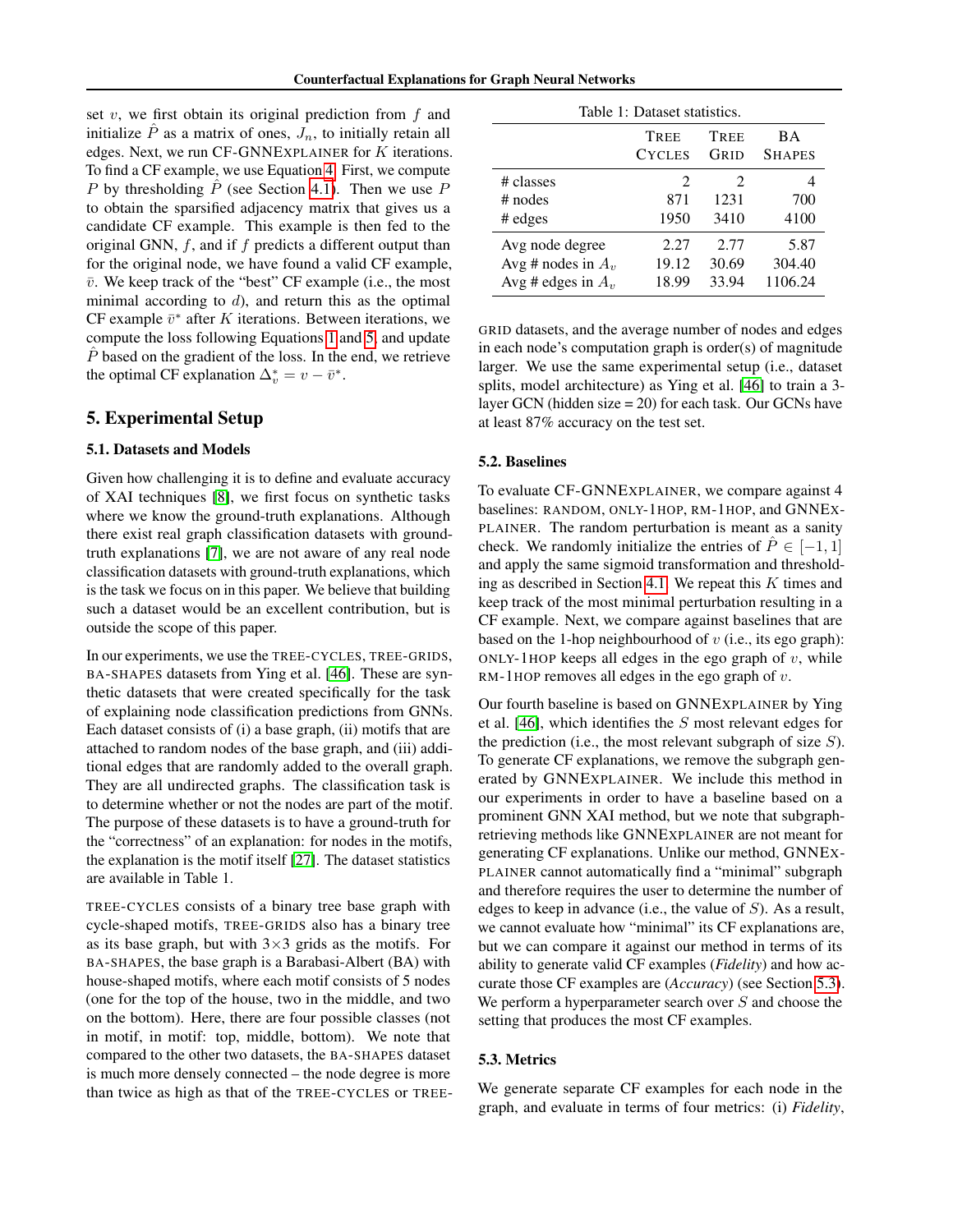set $v$, we first obtain its original prediction from $f$ and initialize $\hat{P}$ as a matrix of ones, $J_n$, to initially retain all edges. Next, we run CF-GNNExplainer for $K$ iterations. To find a CF example, we use Equation 4. First, we compute $P$ by thresholding $\hat{P}$ (see Section 4.1). Then we use $P$ to obtain the sparsified adjacency matrix that gives us a candidate CF example. This example is then fed to the original GNN, $f$, and if $f$ predicts a different output than for the original node, we have found a valid CF example, $\bar{v}$. We keep track of the "best" CF example (i.e., the most minimal according to $d$), and return this as the optimal CF example $\bar{v}^*$ after $K$ iterations. Between iterations, we compute the loss following Equations 1 and 5, and update $\hat{P}$ based on the gradient of the loss. In the end, we retrieve the optimal CF explanation $\Delta_v^* = v - \bar{v}^*$.

## 5. Experimental Setup

### 5.1. Datasets and Models

Given how challenging it is to define and evaluate accuracy of XAI techniques [8], we first focus on synthetic tasks where we know the ground-truth explanations. Although there exist real graph classification datasets with ground-truth explanations [7], we are not aware of any real node classification datasets with ground-truth explanations, which is the task we focus on in this paper. We believe that building such a dataset would be an excellent contribution, but is outside the scope of this paper.

In our experiments, we use the TREE-CYCLES, TREE-GRIDS, BA-SHAPES datasets from Ying et al. [46]. These are synthetic datasets that were created specifically for the task of explaining node classification predictions from GNNs. Each dataset consists of (i) a base graph, (ii) motifs that are attached to random nodes of the base graph, and (iii) additional edges that are randomly added to the overall graph. They are all undirected graphs. The classification task is to determine whether or not the nodes are part of the motif. The purpose of these datasets is to have a ground-truth for the "correctness" of an explanation: for nodes in the motifs, the explanation is the motif itself [27]. The dataset statistics are available in Table 1.

TREE-CYCLES consists of a binary tree base graph with cycle-shaped motifs, TREE-GRIDS also has a binary tree as its base graph, but with 3×3 grids as the motifs. For BA-SHAPES, the base graph is a Barabasi-Albert (BA) with house-shaped motifs, where each motif consists of 5 nodes (one for the top of the house, two in the middle, and two on the bottom). Here, there are four possible classes (not in motif, in motif: top, middle, bottom). We note that compared to the other two datasets, the BA-SHAPES dataset is much more densely connected – the node degree is more than twice as high as that of the TREE-CYCLES or TREE-GRID datasets, and the average number of nodes and edges in each node's computation graph is order(s) of magnitude larger. We use the same experimental setup (i.e., dataset splits, model architecture) as Ying et al. [46] to train a 3-layer GCN (hidden size = 20) for each task. Our GCNs have at least 87% accuracy on the test set.

Table 1: Dataset statistics.

| | TREE CYCLES | TREE GRID | BA SHAPES |
|---|---|---|---|
| # classes | 2 | 2 | 4 |
| # nodes | 871 | 1231 | 700 |
| # edges | 1950 | 3410 | 4100 |
| Avg node degree | 2.27 | 2.77 | 5.87 |
| Avg # nodes in $A_v$ | 19.12 | 30.69 | 304.40 |
| Avg # edges in $A_v$ | 18.99 | 33.94 | 1106.24 |

### 5.2. Baselines

To evaluate CF-GNNExplainer, we compare against 4 baselines: RANDOM, ONLY-1HOP, RM-1HOP, and GNNExplainer. The random perturbation is meant as a sanity check. We randomly initialize the entries of $\hat{P} \in [-1, 1]$ and apply the same sigmoid transformation and thresholding as described in Section 4.1. We repeat this $K$ times and keep track of the most minimal perturbation resulting in a CF example. Next, we compare against baselines that are based on the 1-hop neighbourhood of $v$ (i.e., its ego graph): ONLY-1HOP keeps all edges in the ego graph of $v$, while RM-1HOP removes all edges in the ego graph of $v$.

Our fourth baseline is based on GNNExplainer by Ying et al. [46], which identifies the $S$ most relevant edges for the prediction (i.e., the most relevant subgraph of size $S$). To generate CF explanations, we remove the subgraph generated by GNNExplainer. We include this method in our experiments in order to have a baseline based on a prominent GNN XAI method, but we note that subgraph-retrieving methods like GNNExplainer are not meant for generating CF explanations. Unlike our method, GNNExplainer cannot automatically find a "minimal" subgraph and therefore requires the user to determine the number of edges to keep in advance (i.e., the value of $S$). As a result, we cannot evaluate how "minimal" its CF explanations are, but we can compare it against our method in terms of its ability to generate valid CF examples (*Fidelity*) and how accurate those CF examples are (*Accuracy*) (see Section 5.3). We perform a hyperparameter search over $S$ and choose the setting that produces the most CF examples.

### 5.3. Metrics

We generate separate CF examples for each node in the graph, and evaluate in terms of four metrics: (i) *Fidelity*,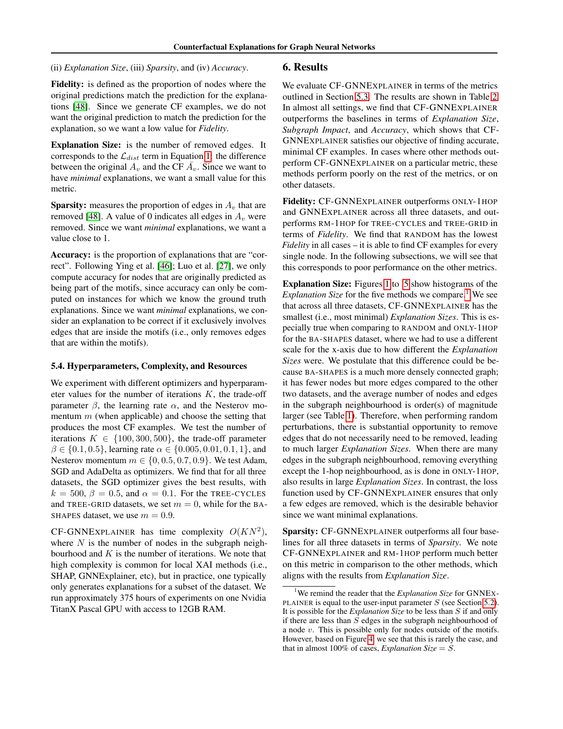(ii) *Explanation Size*, (iii) *Sparsity*, and (iv) *Accuracy*.

**Fidelity:** is defined as the proportion of nodes where the original predictions match the prediction for the explanations [48]. Since we generate CF examples, we do not want the original prediction to match the prediction for the explanation, so we want a low value for *Fidelity*.

**Explanation Size:** is the number of removed edges. It corresponds to the $\mathcal{L}_{dist}$ term in Equation 1: the difference between the original $A_v$ and the CF $\bar{A}_v$. Since we want to have *minimal* explanations, we want a small value for this metric.

**Sparsity:** measures the proportion of edges in $A_v$ that are removed [48]. A value of 0 indicates all edges in $A_v$ were removed. Since we want *minimal* explanations, we want a value close to 1.

**Accuracy:** is the proportion of explanations that are "correct". Following Ying et al. [46]; Luo et al. [27], we only compute accuracy for nodes that are originally predicted as being part of the motifs, since accuracy can only be computed on instances for which we know the ground truth explanations. Since we want *minimal* explanations, we consider an explanation to be correct if it exclusively involves edges that are inside the motifs (i.e., only removes edges that are within the motifs).

### 5.4. Hyperparameters, Complexity, and Resources

We experiment with different optimizers and hyperparameter values for the number of iterations $K$, the trade-off parameter $\beta$, the learning rate $\alpha$, and the Nesterov momentum $m$ (when applicable) and choose the setting that produces the most CF examples. We test the number of iterations $K \in \{100, 300, 500\}$, the trade-off parameter $\beta \in \{0.1, 0.5\}$, learning rate $\alpha \in \{0.005, 0.01, 0.1, 1\}$, and Nesterov momentum $m \in \{0, 0.5, 0.7, 0.9\}$. We test Adam, SGD and AdaDelta as optimizers. We find that for all three datasets, the SGD optimizer gives the best results, with $k = 500$, $\beta = 0.5$, and $\alpha = 0.1$. For the TREE-CYCLES and TREE-GRID datasets, we set $m = 0$, while for the BA-SHAPES dataset, we use $m = 0.9$.

CF-GNNEXPLAINER has time complexity $O(KN^2)$, where $N$ is the number of nodes in the subgraph neighbourhood and $K$ is the number of iterations. We note that high complexity is common for local XAI methods (i.e., SHAP, GNNExplainer, etc), but in practice, one typically only generates explanations for a subset of the dataset. We run approximately 375 hours of experiments on one Nvidia TitanX Pascal GPU with access to 12GB RAM.

## 6. Results

We evaluate CF-GNNEXPLAINER in terms of the metrics outlined in Section 5.3. The results are shown in Table 2. In almost all settings, we find that CF-GNNEXPLAINER outperforms the baselines in terms of *Explanation Size*, *Subgraph Impact*, and *Accuracy*, which shows that CF-GNNEXPLAINER satisfies our objective of finding accurate, minimal CF examples. In cases where other methods outperform CF-GNNEXPLAINER on a particular metric, these methods perform poorly on the rest of the metrics, or on other datasets.

**Fidelity:** CF-GNNEXPLAINER outperforms ONLY-1HOP and GNNEXPLAINER across all three datasets, and outperforms RM-1HOP for TREE-CYCLES and TREE-GRID in terms of *Fidelity*. We find that RANDOM has the lowest *Fidelity* in all cases – it is able to find CF examples for every single node. In the following subsections, we will see that this corresponds to poor performance on the other metrics.

**Explanation Size:** Figures 1 to 5 show histograms of the *Explanation Size* for the five methods we compare.[1] We see that across all three datasets, CF-GNNEXPLAINER has the smallest (i.e., most minimal) *Explanation Sizes*. This is especially true when comparing to RANDOM and ONLY-1HOP for the BA-SHAPES dataset, where we had to use a different scale for the x-axis due to how different the *Explanation Sizes* were. We postulate that this difference could be because BA-SHAPES is a much more densely connected graph; it has fewer nodes but more edges compared to the other two datasets, and the average number of nodes and edges in the subgraph neighbourhood is order(s) of magnitude larger (see Table 1). Therefore, when performing random perturbations, there is substantial opportunity to remove edges that do not necessarily need to be removed, leading to much larger *Explanation Sizes*. When there are many edges in the subgraph neighbourhood, removing everything except the 1-hop neighbourhood, as is done in ONLY-1HOP, also results in large *Explanation Sizes*. In contrast, the loss function used by CF-GNNEXPLAINER ensures that only a few edges are removed, which is the desirable behavior since we want minimal explanations.

**Sparsity:** CF-GNNEXPLAINER outperforms all four baselines for all three datasets in terms of *Sparsity*. We note CF-GNNEXPLAINER and RM-1HOP perform much better on this metric in comparison to the other methods, which aligns with the results from *Explanation Size*.

[1] We remind the reader that the *Explanation Size* for GNNEXPLAINER is equal to the user-input parameter $S$ (see Section 5.2). It is possible for the *Explanation Size* to be less than $S$ if and only if there are less than $S$ edges in the subgraph neighbourhood of a node $v$. This is possible only for nodes outside of the motifs. However, based on Figure 4, we see that this is rarely the case, and that in almost 100% of cases, *Explanation Size* $= S$.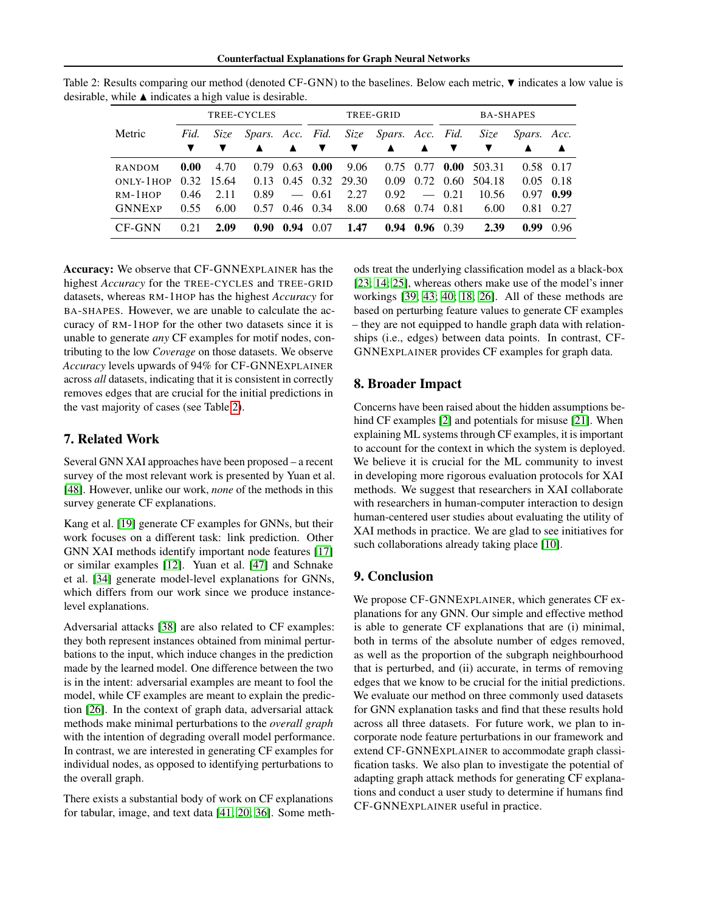Table 2: Results comparing our method (denoted CF-GNN) to the baselines. Below each metric, ▼ indicates a low value is desirable, while ▲ indicates a high value is desirable.

| Metric | TREE-CYCLES | | | | TREE-GRID | | | | BA-SHAPES | | | |
|---|---|---|---|---|---|---|---|---|---|---|---|---|
| | *Fid.* ▼ | *Size* ▼ | *Spars.* ▲ | *Acc.* ▲ | *Fid.* ▼ | *Size* ▼ | *Spars.* ▲ | *Acc.* ▲ | *Fid.* ▼ | *Size* ▼ | *Spars.* ▲ | *Acc.* ▲ |
| RANDOM | **0.00** | 4.70 | 0.79 | 0.63 | **0.00** | 9.06 | 0.75 | 0.77 | **0.00** | 503.31 | 0.58 | 0.17 |
| ONLY-1HOP | 0.32 | 15.64 | 0.13 | 0.45 | 0.32 | 29.30 | 0.09 | 0.72 | 0.60 | 504.18 | 0.05 | 0.18 |
| RM-1HOP | 0.46 | 2.11 | 0.89 | — | 0.61 | 2.27 | 0.92 | — | 0.21 | 10.56 | 0.97 | **0.99** |
| GNNEXP | 0.55 | 6.00 | 0.57 | 0.46 | 0.34 | 8.00 | 0.68 | 0.74 | 0.81 | 6.00 | 0.81 | 0.27 |
| CF-GNN | 0.21 | **2.09** | **0.90** | **0.94** | 0.07 | **1.47** | **0.94** | **0.96** | 0.39 | **2.39** | **0.99** | 0.96 |

**Accuracy:** We observe that CF-GNNEXPLAINER has the highest *Accuracy* for the TREE-CYCLES and TREE-GRID datasets, whereas RM-1HOP has the highest *Accuracy* for BA-SHAPES. However, we are unable to calculate the accuracy of RM-1HOP for the other two datasets since it is unable to generate *any* CF examples for motif nodes, contributing to the low *Coverage* on those datasets. We observe *Accuracy* levels upwards of 94% for CF-GNNEXPLAINER across *all* datasets, indicating that it is consistent in correctly removes edges that are crucial for the initial predictions in the vast majority of cases (see Table 2).

## 7. Related Work

Several GNN XAI approaches have been proposed – a recent survey of the most relevant work is presented by Yuan et al. [48]. However, unlike our work, *none* of the methods in this survey generate CF explanations.

Kang et al. [19] generate CF examples for GNNs, but their work focuses on a different task: link prediction. Other GNN XAI methods identify important node features [17] or similar examples [12]. Yuan et al. [47] and Schnake et al. [34] generate model-level explanations for GNNs, which differs from our work since we produce instance-level explanations.

Adversarial attacks [38] are also related to CF examples: they both represent instances obtained from minimal perturbations to the input, which induce changes in the prediction made by the learned model. One difference between the two is in the intent: adversarial examples are meant to fool the model, while CF examples are meant to explain the prediction [26]. In the context of graph data, adversarial attack methods make minimal perturbations to the *overall graph* with the intention of degrading overall model performance. In contrast, we are interested in generating CF examples for individual nodes, as opposed to identifying perturbations to the overall graph.

There exists a substantial body of work on CF explanations for tabular, image, and text data [41; 20; 36]. Some methods treat the underlying classification model as a black-box [23; 14; 25], whereas others make use of the model's inner workings [39; 43; 40; 18; 26]. All of these methods are based on perturbing feature values to generate CF examples – they are not equipped to handle graph data with relationships (i.e., edges) between data points. In contrast, CF-GNNEXPLAINER provides CF examples for graph data.

## 8. Broader Impact

Concerns have been raised about the hidden assumptions behind CF examples [2] and potentials for misuse [21]. When explaining ML systems through CF examples, it is important to account for the context in which the system is deployed. We believe it is crucial for the ML community to invest in developing more rigorous evaluation protocols for XAI methods. We suggest that researchers in XAI collaborate with researchers in human-computer interaction to design human-centered user studies about evaluating the utility of XAI methods in practice. We are glad to see initiatives for such collaborations already taking place [10].

## 9. Conclusion

We propose CF-GNNEXPLAINER, which generates CF explanations for any GNN. Our simple and effective method is able to generate CF explanations that are (i) minimal, both in terms of the absolute number of edges removed, as well as the proportion of the subgraph neighbourhood that is perturbed, and (ii) accurate, in terms of removing edges that we know to be crucial for the initial predictions. We evaluate our method on three commonly used datasets for GNN explanation tasks and find that these results hold across all three datasets. For future work, we plan to incorporate node feature perturbations in our framework and extend CF-GNNEXPLAINER to accommodate graph classification tasks. We also plan to investigate the potential of adapting graph attack methods for generating CF explanations and conduct a user study to determine if humans find CF-GNNEXPLAINER useful in practice.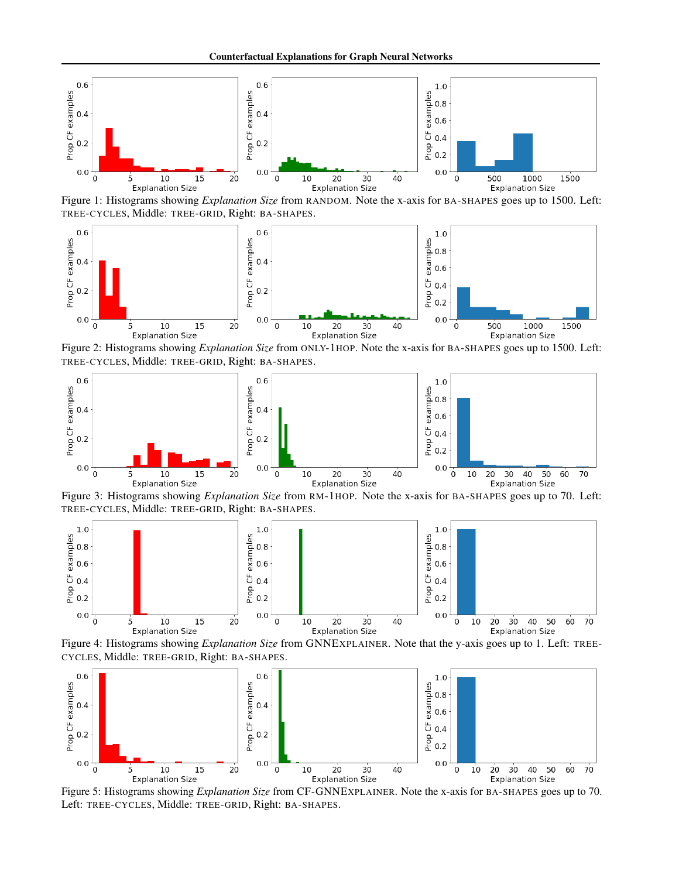Figure 1: Histograms showing *Explanation Size* from RANDOM. Note the x-axis for BA-SHAPES goes up to 1500. Left: TREE-CYCLES, Middle: TREE-GRID, Right: BA-SHAPES.

Figure 2: Histograms showing *Explanation Size* from ONLY-1HOP. Note the x-axis for BA-SHAPES goes up to 1500. Left: TREE-CYCLES, Middle: TREE-GRID, Right: BA-SHAPES.

Figure 3: Histograms showing *Explanation Size* from RM-1HOP. Note the x-axis for BA-SHAPES goes up to 70. Left: TREE-CYCLES, Middle: TREE-GRID, Right: BA-SHAPES.

Figure 4: Histograms showing *Explanation Size* from GNNEXPLAINER. Note that the y-axis goes up to 1. Left: TREE-CYCLES, Middle: TREE-GRID, Right: BA-SHAPES.

Figure 5: Histograms showing *Explanation Size* from CF-GNNEXPLAINER. Note the x-axis for BA-SHAPES goes up to 70. Left: TREE-CYCLES, Middle: TREE-GRID, Right: BA-SHAPES.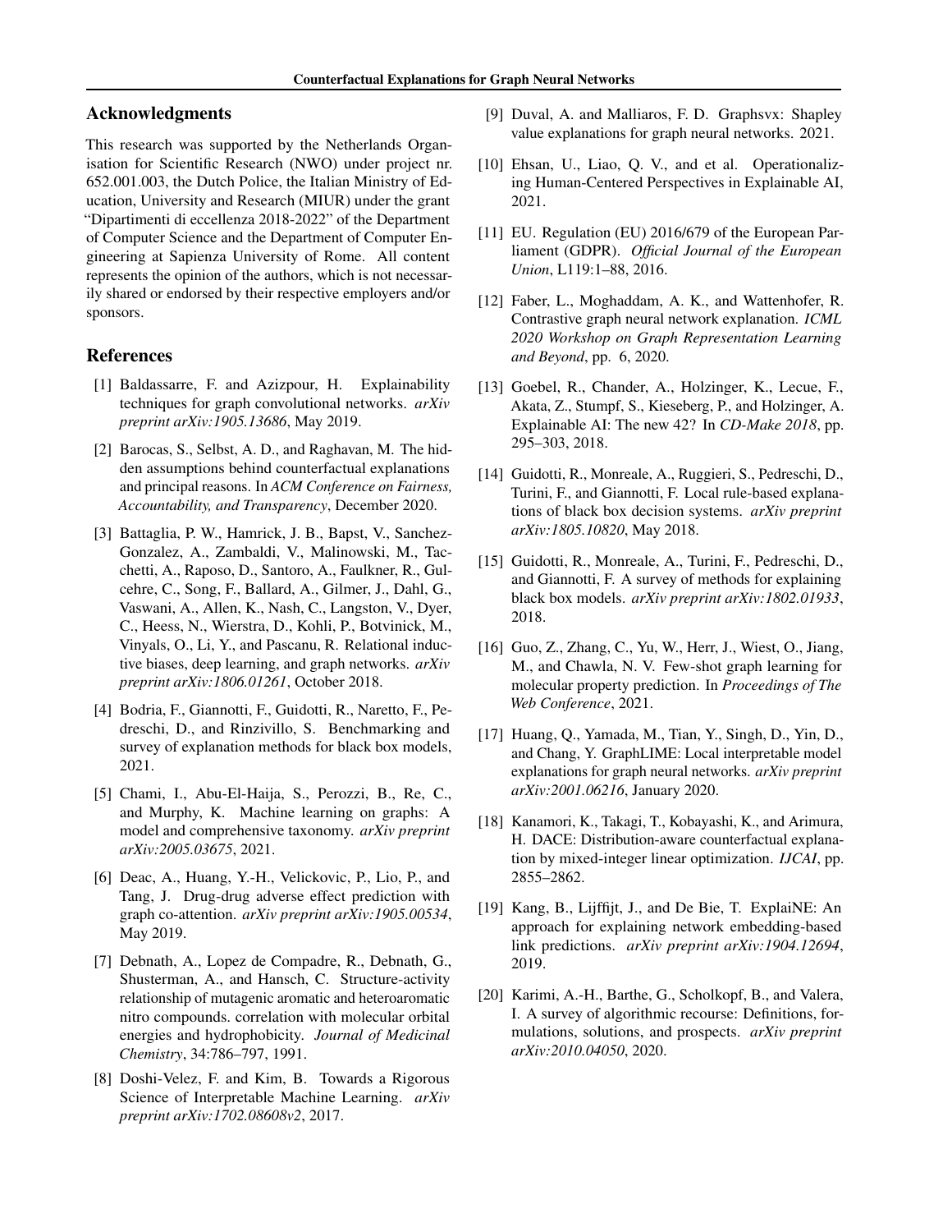## Acknowledgments

This research was supported by the Netherlands Organisation for Scientific Research (NWO) under project nr. 652.001.003, the Dutch Police, the Italian Ministry of Education, University and Research (MIUR) under the grant "Dipartimenti di eccellenza 2018-2022" of the Department of Computer Science and the Department of Computer Engineering at Sapienza University of Rome. All content represents the opinion of the authors, which is not necessarily shared or endorsed by their respective employers and/or sponsors.

## References

[1] Baldassarre, F. and Azizpour, H. Explainability techniques for graph convolutional networks. *arXiv preprint arXiv:1905.13686*, May 2019.

[2] Barocas, S., Selbst, A. D., and Raghavan, M. The hidden assumptions behind counterfactual explanations and principal reasons. In *ACM Conference on Fairness, Accountability, and Transparency*, December 2020.

[3] Battaglia, P. W., Hamrick, J. B., Bapst, V., Sanchez-Gonzalez, A., Zambaldi, V., Malinowski, M., Tacchetti, A., Raposo, D., Santoro, A., Faulkner, R., Gulcehre, C., Song, F., Ballard, A., Gilmer, J., Dahl, G., Vaswani, A., Allen, K., Nash, C., Langston, V., Dyer, C., Heess, N., Wierstra, D., Kohli, P., Botvinick, M., Vinyals, O., Li, Y., and Pascanu, R. Relational inductive biases, deep learning, and graph networks. *arXiv preprint arXiv:1806.01261*, October 2018.

[4] Bodria, F., Giannotti, F., Guidotti, R., Naretto, F., Pedreschi, D., and Rinzivillo, S. Benchmarking and survey of explanation methods for black box models, 2021.

[5] Chami, I., Abu-El-Haija, S., Perozzi, B., Re, C., and Murphy, K. Machine learning on graphs: A model and comprehensive taxonomy. *arXiv preprint arXiv:2005.03675*, 2021.

[6] Deac, A., Huang, Y.-H., Velickovic, P., Lio, P., and Tang, J. Drug-drug adverse effect prediction with graph co-attention. *arXiv preprint arXiv:1905.00534*, May 2019.

[7] Debnath, A., Lopez de Compadre, R., Debnath, G., Shusterman, A., and Hansch, C. Structure-activity relationship of mutagenic aromatic and heteroaromatic nitro compounds. correlation with molecular orbital energies and hydrophobicity. *Journal of Medicinal Chemistry*, 34:786–797, 1991.

[8] Doshi-Velez, F. and Kim, B. Towards a Rigorous Science of Interpretable Machine Learning. *arXiv preprint arXiv:1702.08608v2*, 2017.

[9] Duval, A. and Malliaros, F. D. Graphsvx: Shapley value explanations for graph neural networks. 2021.

[10] Ehsan, U., Liao, Q. V., and et al. Operationalizing Human-Centered Perspectives in Explainable AI, 2021.

[11] EU. Regulation (EU) 2016/679 of the European Parliament (GDPR). *Official Journal of the European Union*, L119:1–88, 2016.

[12] Faber, L., Moghaddam, A. K., and Wattenhofer, R. Contrastive graph neural network explanation. *ICML 2020 Workshop on Graph Representation Learning and Beyond*, pp. 6, 2020.

[13] Goebel, R., Chander, A., Holzinger, K., Lecue, F., Akata, Z., Stumpf, S., Kieseberg, P., and Holzinger, A. Explainable AI: The new 42? In *CD-Make 2018*, pp. 295–303, 2018.

[14] Guidotti, R., Monreale, A., Ruggieri, S., Pedreschi, D., Turini, F., and Giannotti, F. Local rule-based explanations of black box decision systems. *arXiv preprint arXiv:1805.10820*, May 2018.

[15] Guidotti, R., Monreale, A., Turini, F., Pedreschi, D., and Giannotti, F. A survey of methods for explaining black box models. *arXiv preprint arXiv:1802.01933*, 2018.

[16] Guo, Z., Zhang, C., Yu, W., Herr, J., Wiest, O., Jiang, M., and Chawla, N. V. Few-shot graph learning for molecular property prediction. In *Proceedings of The Web Conference*, 2021.

[17] Huang, Q., Yamada, M., Tian, Y., Singh, D., Yin, D., and Chang, Y. GraphLIME: Local interpretable model explanations for graph neural networks. *arXiv preprint arXiv:2001.06216*, January 2020.

[18] Kanamori, K., Takagi, T., Kobayashi, K., and Arimura, H. DACE: Distribution-aware counterfactual explanation by mixed-integer linear optimization. *IJCAI*, pp. 2855–2862.

[19] Kang, B., Lijffijt, J., and De Bie, T. ExplaiNE: An approach for explaining network embedding-based link predictions. *arXiv preprint arXiv:1904.12694*, 2019.

[20] Karimi, A.-H., Barthe, G., Scholkopf, B., and Valera, I. A survey of algorithmic recourse: Definitions, formulations, solutions, and prospects. *arXiv preprint arXiv:2010.04050*, 2020.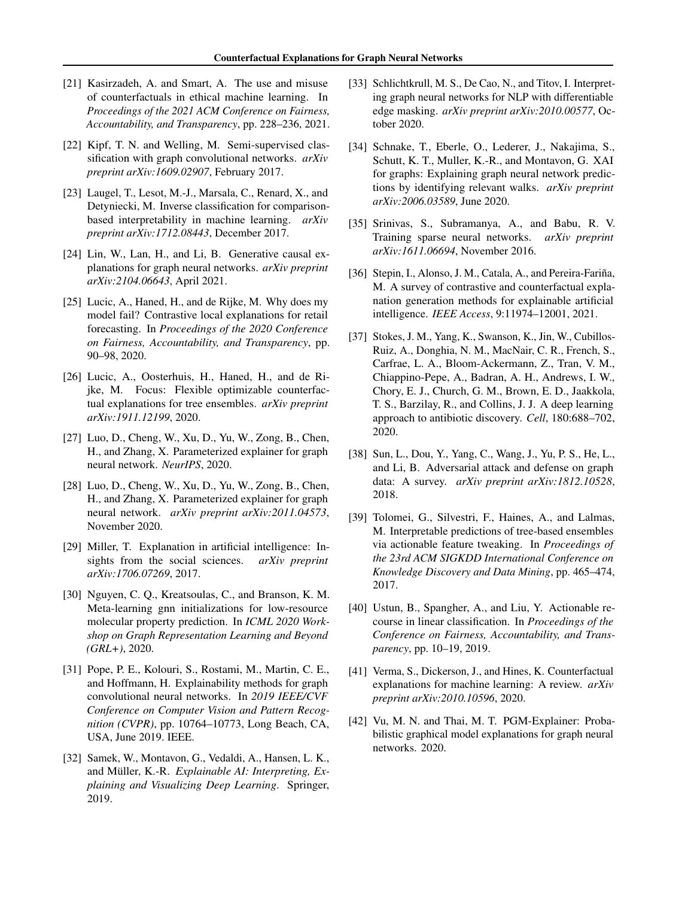[21] Kasirzadeh, A. and Smart, A. The use and misuse of counterfactuals in ethical machine learning. In *Proceedings of the 2021 ACM Conference on Fairness, Accountability, and Transparency*, pp. 228–236, 2021.

[22] Kipf, T. N. and Welling, M. Semi-supervised classification with graph convolutional networks. *arXiv preprint arXiv:1609.02907*, February 2017.

[23] Laugel, T., Lesot, M.-J., Marsala, C., Renard, X., and Detyniecki, M. Inverse classification for comparison-based interpretability in machine learning. *arXiv preprint arXiv:1712.08443*, December 2017.

[24] Lin, W., Lan, H., and Li, B. Generative causal explanations for graph neural networks. *arXiv preprint arXiv:2104.06643*, April 2021.

[25] Lucic, A., Haned, H., and de Rijke, M. Why does my model fail? Contrastive local explanations for retail forecasting. In *Proceedings of the 2020 Conference on Fairness, Accountability, and Transparency*, pp. 90–98, 2020.

[26] Lucic, A., Oosterhuis, H., Haned, H., and de Rijke, M. Focus: Flexible optimizable counterfactual explanations for tree ensembles. *arXiv preprint arXiv:1911.12199*, 2020.

[27] Luo, D., Cheng, W., Xu, D., Yu, W., Zong, B., Chen, H., and Zhang, X. Parameterized explainer for graph neural network. *NeurIPS*, 2020.

[28] Luo, D., Cheng, W., Xu, D., Yu, W., Zong, B., Chen, H., and Zhang, X. Parameterized explainer for graph neural network. *arXiv preprint arXiv:2011.04573*, November 2020.

[29] Miller, T. Explanation in artificial intelligence: Insights from the social sciences. *arXiv preprint arXiv:1706.07269*, 2017.

[30] Nguyen, C. Q., Kreatsoulas, C., and Branson, K. M. Meta-learning gnn initializations for low-resource molecular property prediction. In *ICML 2020 Workshop on Graph Representation Learning and Beyond (GRL+)*, 2020.

[31] Pope, P. E., Kolouri, S., Rostami, M., Martin, C. E., and Hoffmann, H. Explainability methods for graph convolutional neural networks. In *2019 IEEE/CVF Conference on Computer Vision and Pattern Recognition (CVPR)*, pp. 10764–10773, Long Beach, CA, USA, June 2019. IEEE.

[32] Samek, W., Montavon, G., Vedaldi, A., Hansen, L. K., and Müller, K.-R. *Explainable AI: Interpreting, Explaining and Visualizing Deep Learning*. Springer, 2019.

[33] Schlichtkrull, M. S., De Cao, N., and Titov, I. Interpreting graph neural networks for NLP with differentiable edge masking. *arXiv preprint arXiv:2010.00577*, October 2020.

[34] Schnake, T., Eberle, O., Lederer, J., Nakajima, S., Schutt, K. T., Muller, K.-R., and Montavon, G. XAI for graphs: Explaining graph neural network predictions by identifying relevant walks. *arXiv preprint arXiv:2006.03589*, June 2020.

[35] Srinivas, S., Subramanya, A., and Babu, R. V. Training sparse neural networks. *arXiv preprint arXiv:1611.06694*, November 2016.

[36] Stepin, I., Alonso, J. M., Catala, A., and Pereira-Fariña, M. A survey of contrastive and counterfactual explanation generation methods for explainable artificial intelligence. *IEEE Access*, 9:11974–12001, 2021.

[37] Stokes, J. M., Yang, K., Swanson, K., Jin, W., Cubillos-Ruiz, A., Donghia, N. M., MacNair, C. R., French, S., Carfrae, L. A., Bloom-Ackermann, Z., Tran, V. M., Chiappino-Pepe, A., Badran, A. H., Andrews, I. W., Chory, E. J., Church, G. M., Brown, E. D., Jaakkola, T. S., Barzilay, R., and Collins, J. J. A deep learning approach to antibiotic discovery. *Cell*, 180:688–702, 2020.

[38] Sun, L., Dou, Y., Yang, C., Wang, J., Yu, P. S., He, L., and Li, B. Adversarial attack and defense on graph data: A survey. *arXiv preprint arXiv:1812.10528*, 2018.

[39] Tolomei, G., Silvestri, F., Haines, A., and Lalmas, M. Interpretable predictions of tree-based ensembles via actionable feature tweaking. In *Proceedings of the 23rd ACM SIGKDD International Conference on Knowledge Discovery and Data Mining*, pp. 465–474, 2017.

[40] Ustun, B., Spangher, A., and Liu, Y. Actionable recourse in linear classification. In *Proceedings of the Conference on Fairness, Accountability, and Transparency*, pp. 10–19, 2019.

[41] Verma, S., Dickerson, J., and Hines, K. Counterfactual explanations for machine learning: A review. *arXiv preprint arXiv:2010.10596*, 2020.

[42] Vu, M. N. and Thai, M. T. PGM-Explainer: Probabilistic graphical model explanations for graph neural networks. 2020.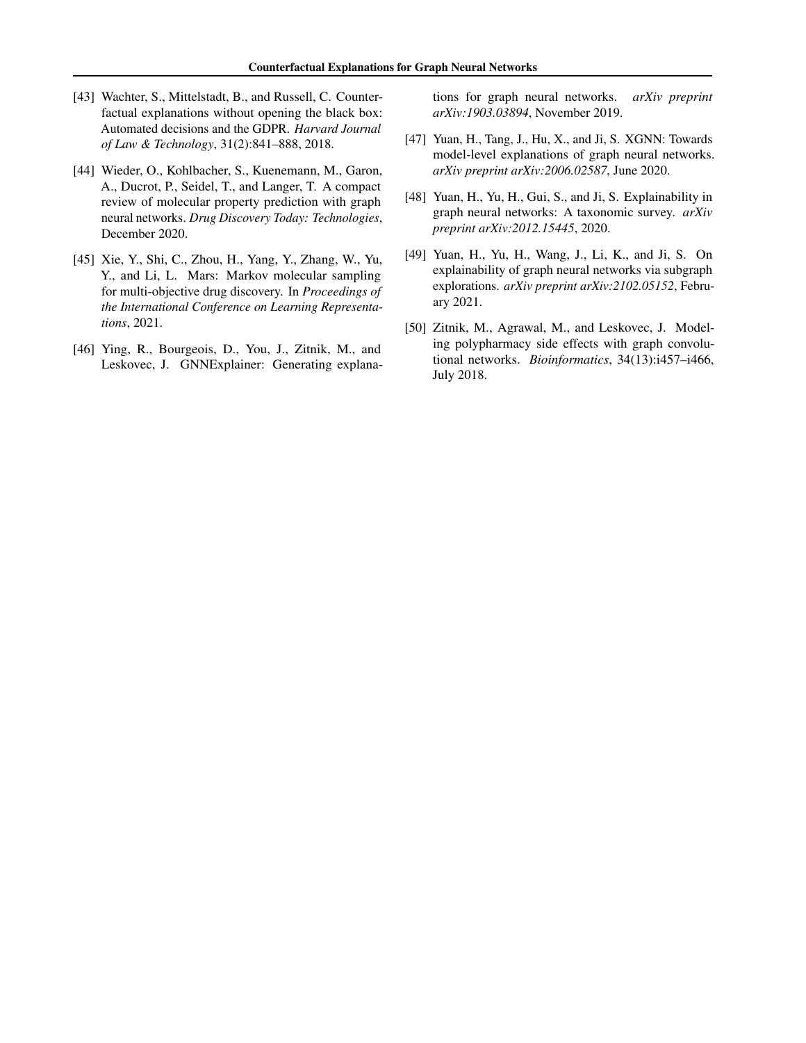[43] Wachter, S., Mittelstadt, B., and Russell, C. Counterfactual explanations without opening the black box: Automated decisions and the GDPR. *Harvard Journal of Law & Technology*, 31(2):841–888, 2018.

[44] Wieder, O., Kohlbacher, S., Kuenemann, M., Garon, A., Ducrot, P., Seidel, T., and Langer, T. A compact review of molecular property prediction with graph neural networks. *Drug Discovery Today: Technologies*, December 2020.

[45] Xie, Y., Shi, C., Zhou, H., Yang, Y., Zhang, W., Yu, Y., and Li, L. Mars: Markov molecular sampling for multi-objective drug discovery. In *Proceedings of the International Conference on Learning Representations*, 2021.

[46] Ying, R., Bourgeois, D., You, J., Zitnik, M., and Leskovec, J. GNNExplainer: Generating explanations for graph neural networks. *arXiv preprint arXiv:1903.03894*, November 2019.

[47] Yuan, H., Tang, J., Hu, X., and Ji, S. XGNN: Towards model-level explanations of graph neural networks. *arXiv preprint arXiv:2006.02587*, June 2020.

[48] Yuan, H., Yu, H., Gui, S., and Ji, S. Explainability in graph neural networks: A taxonomic survey. *arXiv preprint arXiv:2012.15445*, 2020.

[49] Yuan, H., Yu, H., Wang, J., Li, K., and Ji, S. On explainability of graph neural networks via subgraph explorations. *arXiv preprint arXiv:2102.05152*, February 2021.

[50] Zitnik, M., Agrawal, M., and Leskovec, J. Modeling polypharmacy side effects with graph convolutional networks. *Bioinformatics*, 34(13):i457–i466, July 2018.